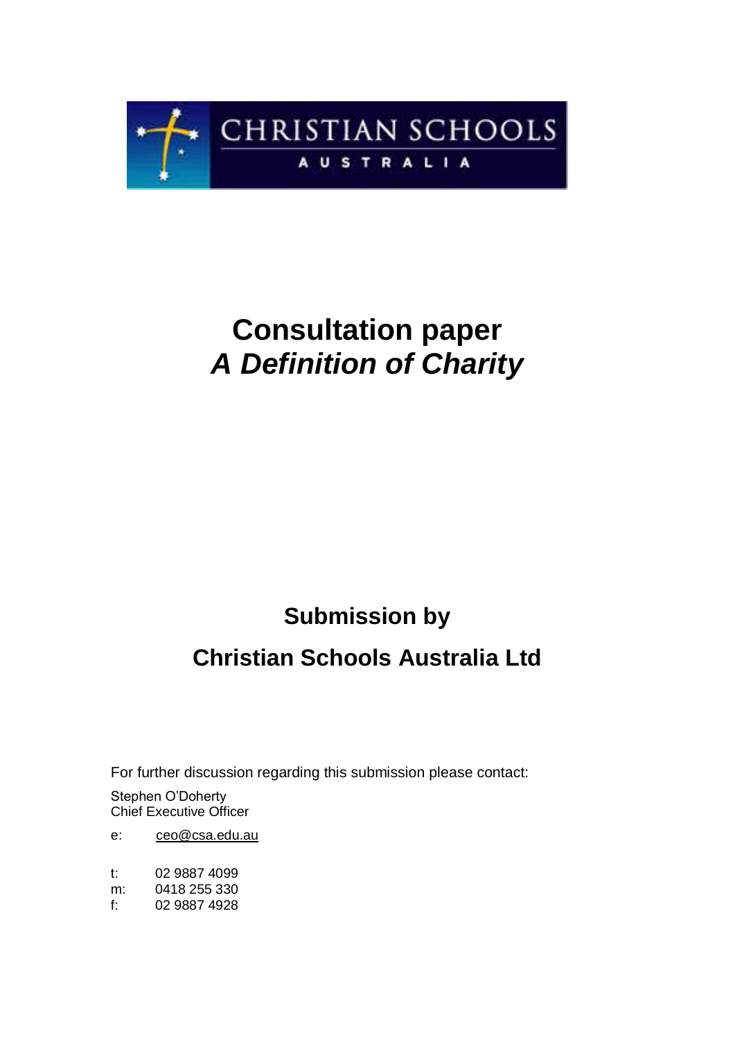CHRISTIAN SCHOOLS AUSTRALIA

# Consultation paper
# *A Definition of Charity*

## Submission by

## Christian Schools Australia Ltd

For further discussion regarding this submission please contact:

Stephen O'Doherty
Chief Executive Officer

e: ceo@csa.edu.au

t: 02 9887 4099
m: 0418 255 330
f: 02 9887 4928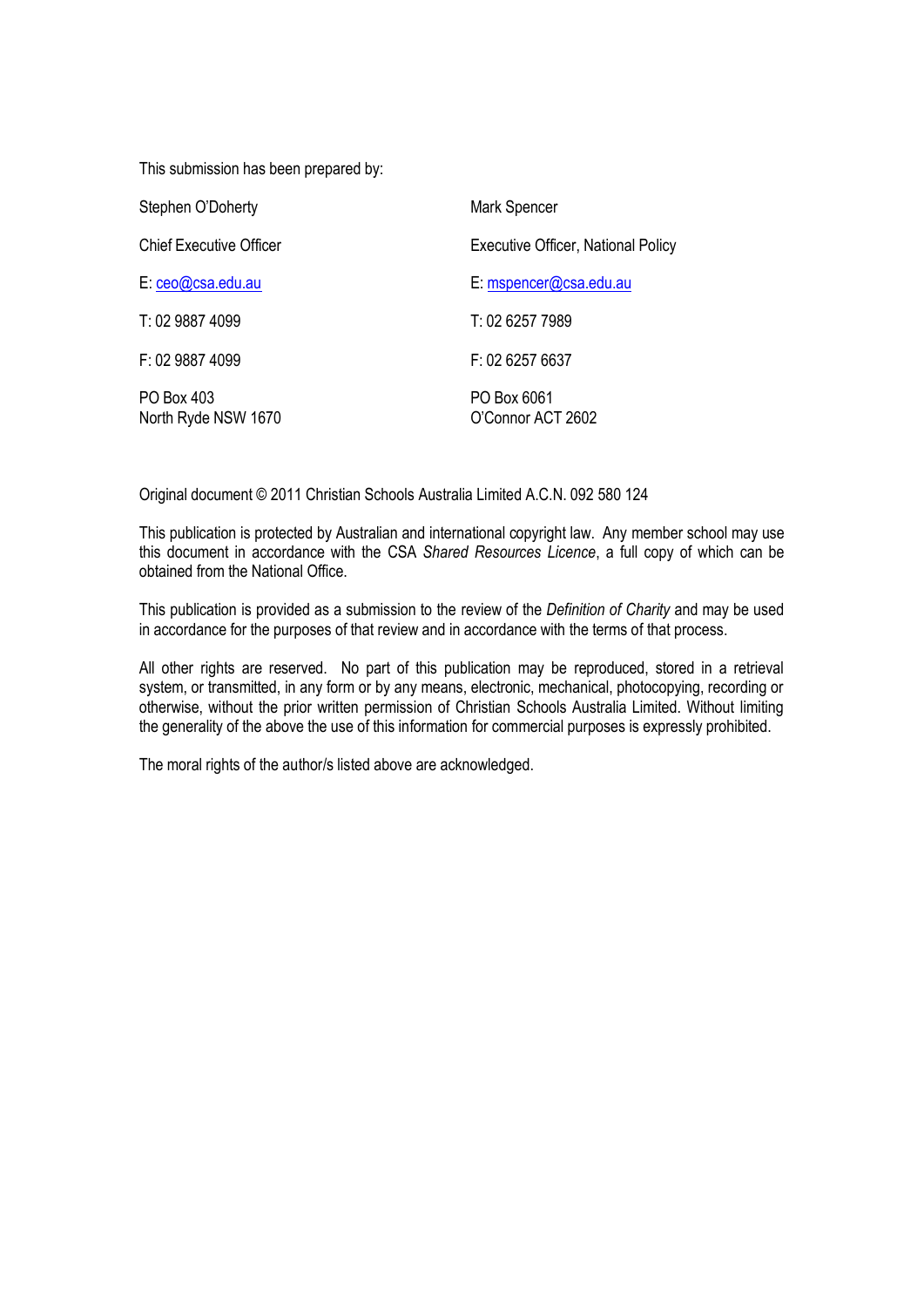This submission has been prepared by:

| Stephen O'Doherty | Mark Spencer |
|---|---|
| Chief Executive Officer | Executive Officer, National Policy |
| E: ceo@csa.edu.au | E: mspencer@csa.edu.au |
| T: 02 9887 4099 | T: 02 6257 7989 |
| F: 02 9887 4099 | F: 02 6257 6637 |
| PO Box 403<br>North Ryde NSW 1670 | PO Box 6061<br>O'Connor ACT 2602 |

Original document © 2011 Christian Schools Australia Limited A.C.N. 092 580 124

This publication is protected by Australian and international copyright law. Any member school may use this document in accordance with the CSA *Shared Resources Licence*, a full copy of which can be obtained from the National Office.

This publication is provided as a submission to the review of the *Definition of Charity* and may be used in accordance for the purposes of that review and in accordance with the terms of that process.

All other rights are reserved. No part of this publication may be reproduced, stored in a retrieval system, or transmitted, in any form or by any means, electronic, mechanical, photocopying, recording or otherwise, without the prior written permission of Christian Schools Australia Limited. Without limiting the generality of the above the use of this information for commercial purposes is expressly prohibited.

The moral rights of the author/s listed above are acknowledged.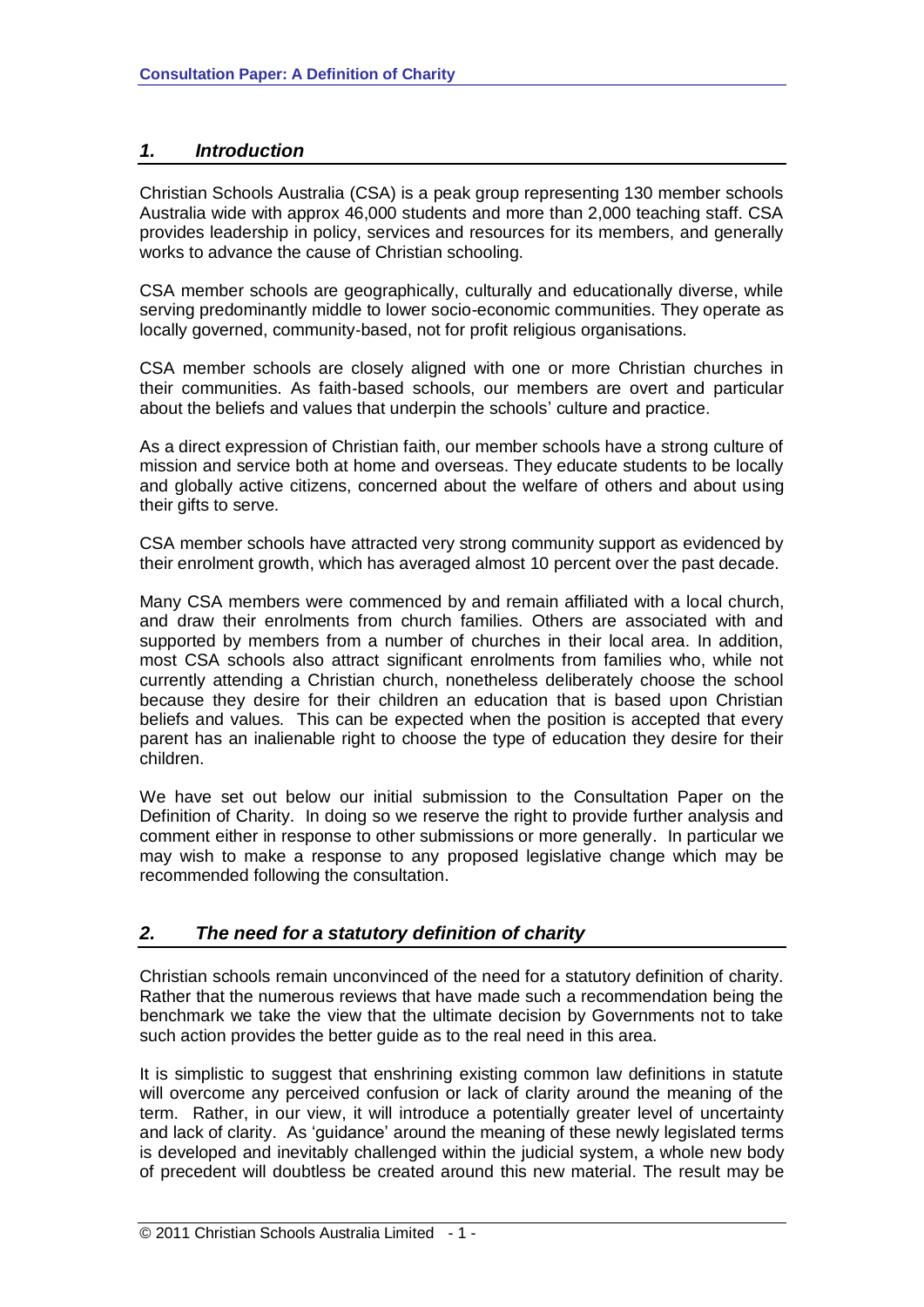## *1. Introduction*

Christian Schools Australia (CSA) is a peak group representing 130 member schools Australia wide with approx 46,000 students and more than 2,000 teaching staff. CSA provides leadership in policy, services and resources for its members, and generally works to advance the cause of Christian schooling.

CSA member schools are geographically, culturally and educationally diverse, while serving predominantly middle to lower socio-economic communities. They operate as locally governed, community-based, not for profit religious organisations.

CSA member schools are closely aligned with one or more Christian churches in their communities. As faith-based schools, our members are overt and particular about the beliefs and values that underpin the schools' culture and practice.

As a direct expression of Christian faith, our member schools have a strong culture of mission and service both at home and overseas. They educate students to be locally and globally active citizens, concerned about the welfare of others and about using their gifts to serve.

CSA member schools have attracted very strong community support as evidenced by their enrolment growth, which has averaged almost 10 percent over the past decade.

Many CSA members were commenced by and remain affiliated with a local church, and draw their enrolments from church families. Others are associated with and supported by members from a number of churches in their local area. In addition, most CSA schools also attract significant enrolments from families who, while not currently attending a Christian church, nonetheless deliberately choose the school because they desire for their children an education that is based upon Christian beliefs and values. This can be expected when the position is accepted that every parent has an inalienable right to choose the type of education they desire for their children.

We have set out below our initial submission to the Consultation Paper on the Definition of Charity. In doing so we reserve the right to provide further analysis and comment either in response to other submissions or more generally. In particular we may wish to make a response to any proposed legislative change which may be recommended following the consultation.

## *2. The need for a statutory definition of charity*

Christian schools remain unconvinced of the need for a statutory definition of charity. Rather that the numerous reviews that have made such a recommendation being the benchmark we take the view that the ultimate decision by Governments not to take such action provides the better guide as to the real need in this area.

It is simplistic to suggest that enshrining existing common law definitions in statute will overcome any perceived confusion or lack of clarity around the meaning of the term. Rather, in our view, it will introduce a potentially greater level of uncertainty and lack of clarity. As 'guidance' around the meaning of these newly legislated terms is developed and inevitably challenged within the judicial system, a whole new body of precedent will doubtless be created around this new material. The result may be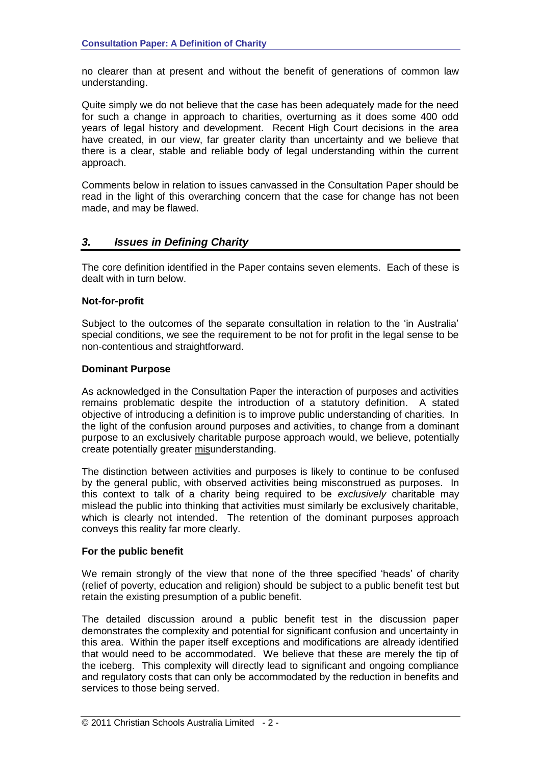no clearer than at present and without the benefit of generations of common law understanding.

Quite simply we do not believe that the case has been adequately made for the need for such a change in approach to charities, overturning as it does some 400 odd years of legal history and development. Recent High Court decisions in the area have created, in our view, far greater clarity than uncertainty and we believe that there is a clear, stable and reliable body of legal understanding within the current approach.

Comments below in relation to issues canvassed in the Consultation Paper should be read in the light of this overarching concern that the case for change has not been made, and may be flawed.

## *3. Issues in Defining Charity*

The core definition identified in the Paper contains seven elements. Each of these is dealt with in turn below.

**Not-for-profit**

Subject to the outcomes of the separate consultation in relation to the 'in Australia' special conditions, we see the requirement to be not for profit in the legal sense to be non-contentious and straightforward.

**Dominant Purpose**

As acknowledged in the Consultation Paper the interaction of purposes and activities remains problematic despite the introduction of a statutory definition. A stated objective of introducing a definition is to improve public understanding of charities. In the light of the confusion around purposes and activities, to change from a dominant purpose to an exclusively charitable purpose approach would, we believe, potentially create potentially greater misunderstanding.

The distinction between activities and purposes is likely to continue to be confused by the general public, with observed activities being misconstrued as purposes. In this context to talk of a charity being required to be *exclusively* charitable may mislead the public into thinking that activities must similarly be exclusively charitable, which is clearly not intended. The retention of the dominant purposes approach conveys this reality far more clearly.

**For the public benefit**

We remain strongly of the view that none of the three specified 'heads' of charity (relief of poverty, education and religion) should be subject to a public benefit test but retain the existing presumption of a public benefit.

The detailed discussion around a public benefit test in the discussion paper demonstrates the complexity and potential for significant confusion and uncertainty in this area. Within the paper itself exceptions and modifications are already identified that would need to be accommodated. We believe that these are merely the tip of the iceberg. This complexity will directly lead to significant and ongoing compliance and regulatory costs that can only be accommodated by the reduction in benefits and services to those being served.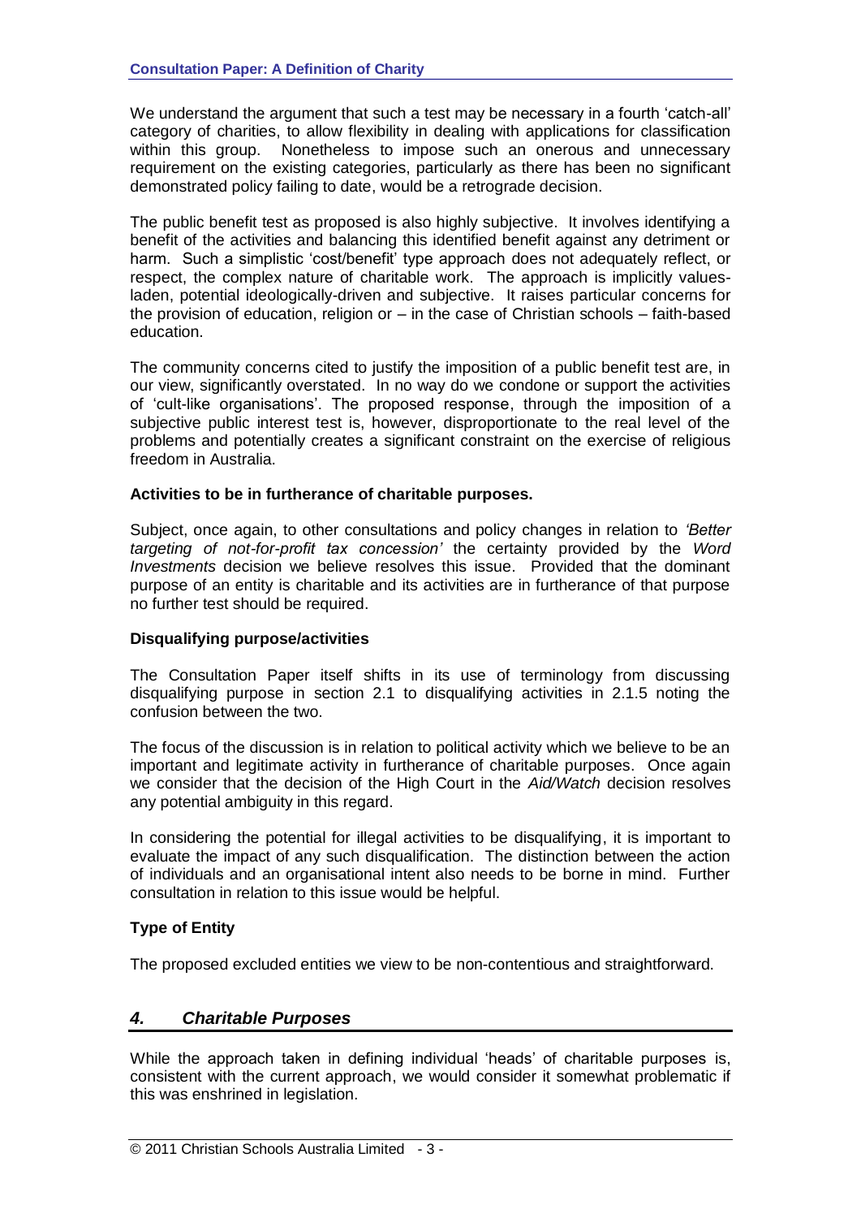We understand the argument that such a test may be necessary in a fourth 'catch-all' category of charities, to allow flexibility in dealing with applications for classification within this group. Nonetheless to impose such an onerous and unnecessary requirement on the existing categories, particularly as there has been no significant demonstrated policy failing to date, would be a retrograde decision.

The public benefit test as proposed is also highly subjective. It involves identifying a benefit of the activities and balancing this identified benefit against any detriment or harm. Such a simplistic 'cost/benefit' type approach does not adequately reflect, or respect, the complex nature of charitable work. The approach is implicitly values-laden, potential ideologically-driven and subjective. It raises particular concerns for the provision of education, religion or – in the case of Christian schools – faith-based education.

The community concerns cited to justify the imposition of a public benefit test are, in our view, significantly overstated. In no way do we condone or support the activities of 'cult-like organisations'. The proposed response, through the imposition of a subjective public interest test is, however, disproportionate to the real level of the problems and potentially creates a significant constraint on the exercise of religious freedom in Australia.

**Activities to be in furtherance of charitable purposes.**

Subject, once again, to other consultations and policy changes in relation to *'Better targeting of not-for-profit tax concession'* the certainty provided by the *Word Investments* decision we believe resolves this issue. Provided that the dominant purpose of an entity is charitable and its activities are in furtherance of that purpose no further test should be required.

**Disqualifying purpose/activities**

The Consultation Paper itself shifts in its use of terminology from discussing disqualifying purpose in section 2.1 to disqualifying activities in 2.1.5 noting the confusion between the two.

The focus of the discussion is in relation to political activity which we believe to be an important and legitimate activity in furtherance of charitable purposes. Once again we consider that the decision of the High Court in the *Aid/Watch* decision resolves any potential ambiguity in this regard.

In considering the potential for illegal activities to be disqualifying, it is important to evaluate the impact of any such disqualification. The distinction between the action of individuals and an organisational intent also needs to be borne in mind. Further consultation in relation to this issue would be helpful.

**Type of Entity**

The proposed excluded entities we view to be non-contentious and straightforward.

## *4. Charitable Purposes*

While the approach taken in defining individual 'heads' of charitable purposes is, consistent with the current approach, we would consider it somewhat problematic if this was enshrined in legislation.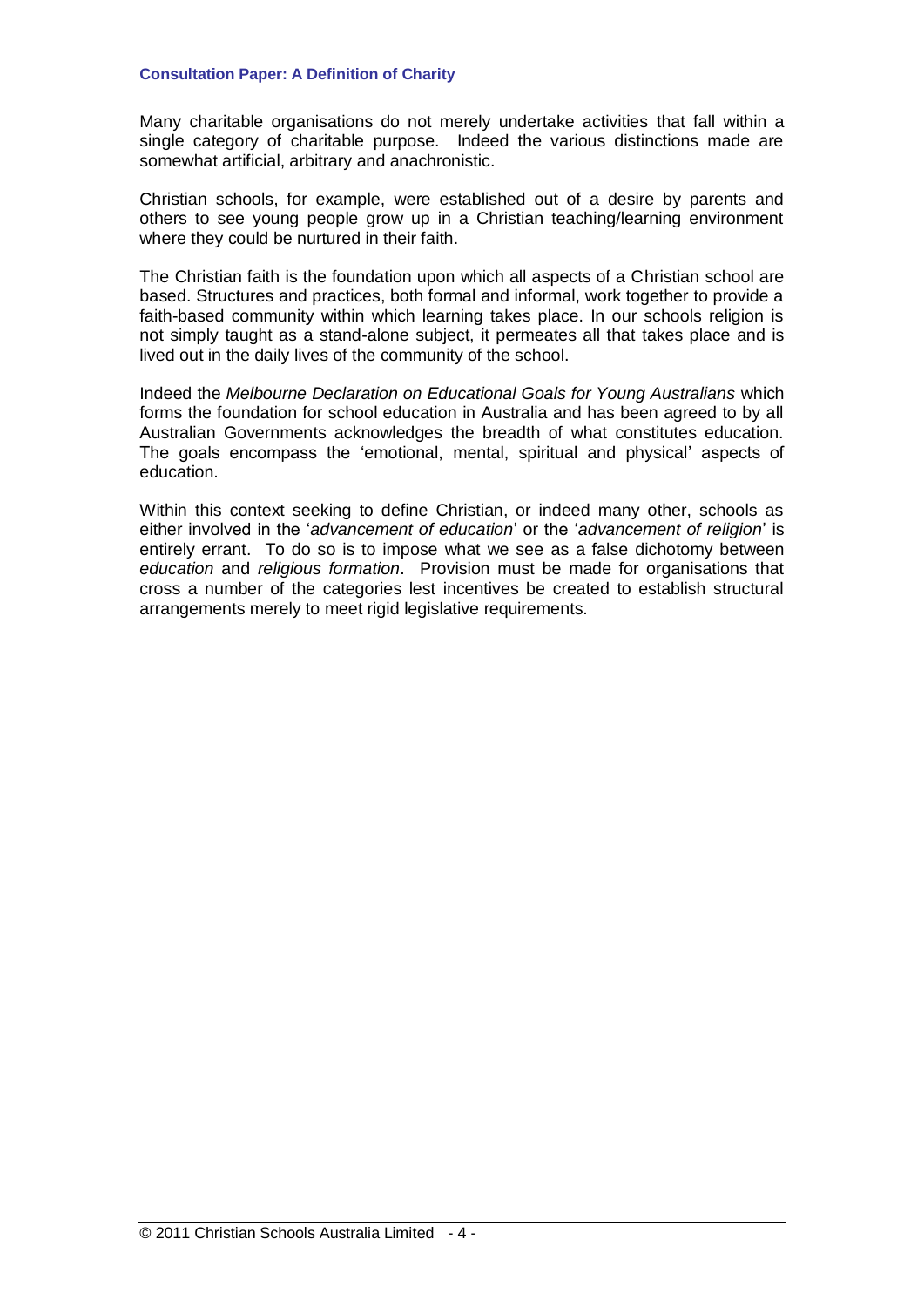Many charitable organisations do not merely undertake activities that fall within a single category of charitable purpose. Indeed the various distinctions made are somewhat artificial, arbitrary and anachronistic.

Christian schools, for example, were established out of a desire by parents and others to see young people grow up in a Christian teaching/learning environment where they could be nurtured in their faith.

The Christian faith is the foundation upon which all aspects of a Christian school are based. Structures and practices, both formal and informal, work together to provide a faith-based community within which learning takes place. In our schools religion is not simply taught as a stand-alone subject, it permeates all that takes place and is lived out in the daily lives of the community of the school.

Indeed the *Melbourne Declaration on Educational Goals for Young Australians* which forms the foundation for school education in Australia and has been agreed to by all Australian Governments acknowledges the breadth of what constitutes education. The goals encompass the 'emotional, mental, spiritual and physical' aspects of education.

Within this context seeking to define Christian, or indeed many other, schools as either involved in the '*advancement of education*' <u>or</u> the '*advancement of religion*' is entirely errant. To do so is to impose what we see as a false dichotomy between *education* and *religious formation*. Provision must be made for organisations that cross a number of the categories lest incentives be created to establish structural arrangements merely to meet rigid legislative requirements.